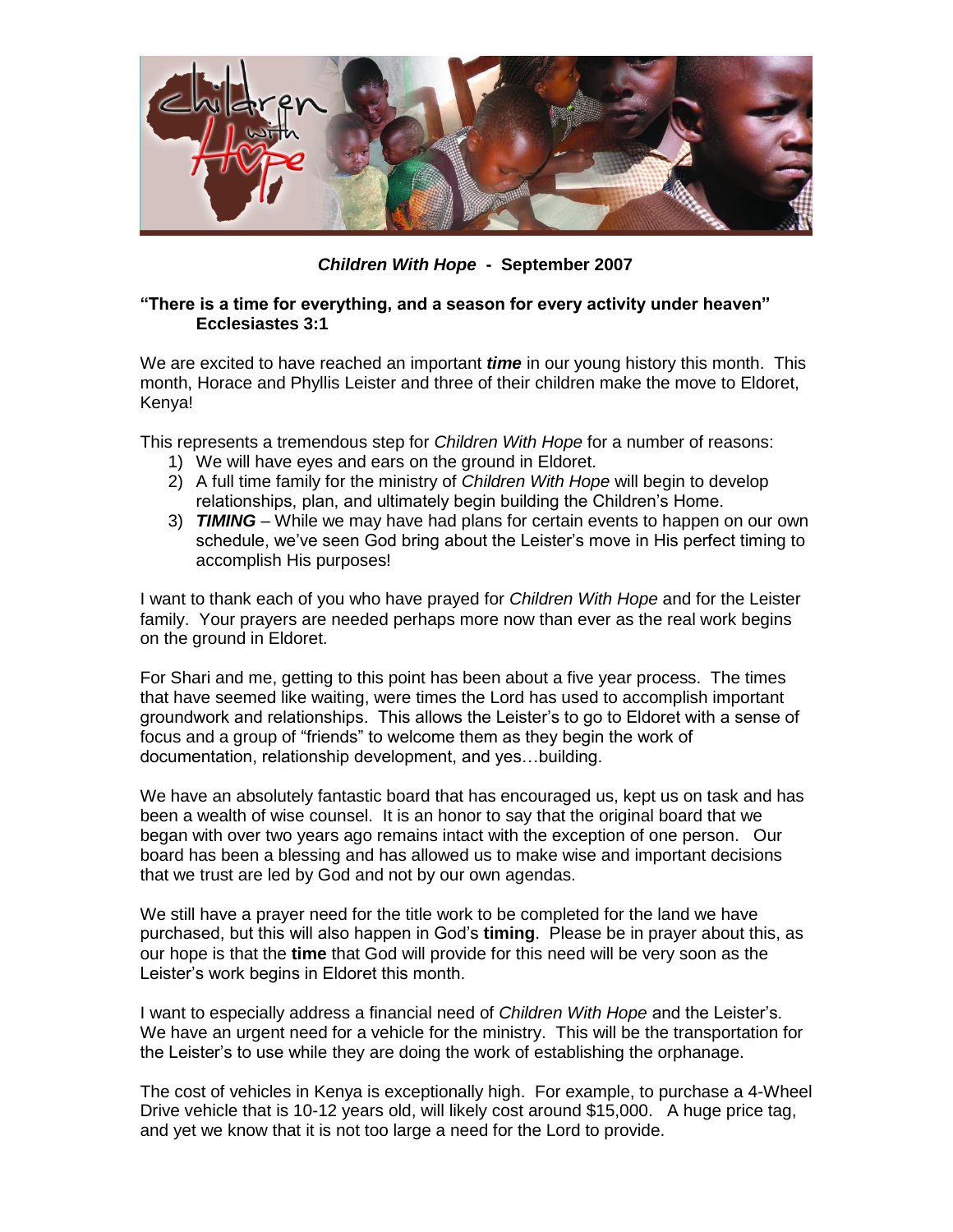***Children With Hope* - September 2007**

**"There is a time for everything, and a season for every activity under heaven" Ecclesiastes 3:1**

We are excited to have reached an important ***time*** in our young history this month. This month, Horace and Phyllis Leister and three of their children make the move to Eldoret, Kenya!

This represents a tremendous step for *Children With Hope* for a number of reasons:

1) We will have eyes and ears on the ground in Eldoret.
2) A full time family for the ministry of *Children With Hope* will begin to develop relationships, plan, and ultimately begin building the Children's Home.
3) ***TIMING*** – While we may have had plans for certain events to happen on our own schedule, we've seen God bring about the Leister's move in His perfect timing to accomplish His purposes!

I want to thank each of you who have prayed for *Children With Hope* and for the Leister family. Your prayers are needed perhaps more now than ever as the real work begins on the ground in Eldoret.

For Shari and me, getting to this point has been about a five year process. The times that have seemed like waiting, were times the Lord has used to accomplish important groundwork and relationships. This allows the Leister's to go to Eldoret with a sense of focus and a group of "friends" to welcome them as they begin the work of documentation, relationship development, and yes…building.

We have an absolutely fantastic board that has encouraged us, kept us on task and has been a wealth of wise counsel. It is an honor to say that the original board that we began with over two years ago remains intact with the exception of one person. Our board has been a blessing and has allowed us to make wise and important decisions that we trust are led by God and not by our own agendas.

We still have a prayer need for the title work to be completed for the land we have purchased, but this will also happen in God's **timing**. Please be in prayer about this, as our hope is that the **time** that God will provide for this need will be very soon as the Leister's work begins in Eldoret this month.

I want to especially address a financial need of *Children With Hope* and the Leister's. We have an urgent need for a vehicle for the ministry. This will be the transportation for the Leister's to use while they are doing the work of establishing the orphanage.

The cost of vehicles in Kenya is exceptionally high. For example, to purchase a 4-Wheel Drive vehicle that is 10-12 years old, will likely cost around $15,000. A huge price tag, and yet we know that it is not too large a need for the Lord to provide.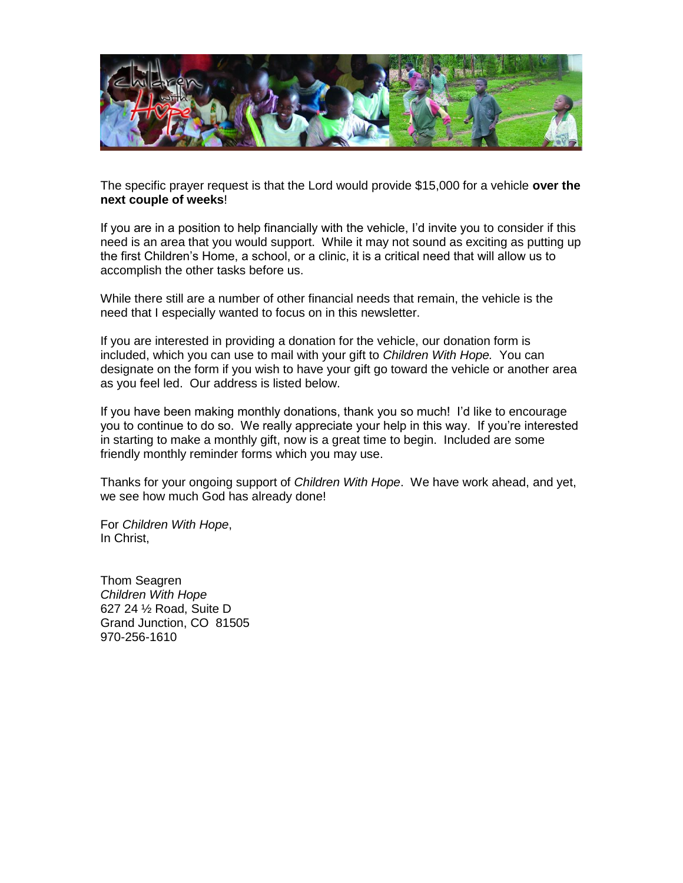The specific prayer request is that the Lord would provide $15,000 for a vehicle **over the next couple of weeks**!

If you are in a position to help financially with the vehicle, I'd invite you to consider if this need is an area that you would support. While it may not sound as exciting as putting up the first Children's Home, a school, or a clinic, it is a critical need that will allow us to accomplish the other tasks before us.

While there still are a number of other financial needs that remain, the vehicle is the need that I especially wanted to focus on in this newsletter.

If you are interested in providing a donation for the vehicle, our donation form is included, which you can use to mail with your gift to *Children With Hope.* You can designate on the form if you wish to have your gift go toward the vehicle or another area as you feel led. Our address is listed below.

If you have been making monthly donations, thank you so much! I'd like to encourage you to continue to do so. We really appreciate your help in this way. If you're interested in starting to make a monthly gift, now is a great time to begin. Included are some friendly monthly reminder forms which you may use.

Thanks for your ongoing support of *Children With Hope*. We have work ahead, and yet, we see how much God has already done!

For *Children With Hope*,
In Christ,

Thom Seagren
*Children With Hope*
627 24 ½ Road, Suite D
Grand Junction, CO 81505
970-256-1610